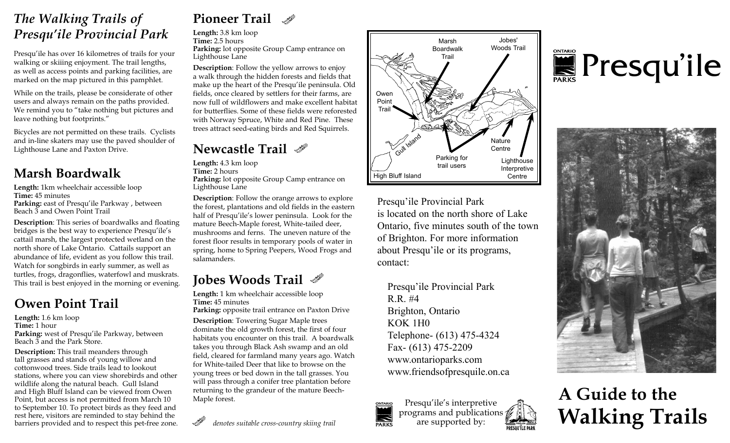# The Walking Trails of Presqu'ile Provincial Park

Presqu'ile has over 16 kilometres of trails for your walking or skiing enjoyment. The trail lengths, as well as access points and parking facilities, are marked on the map pictured in this pamphlet.

While on the trails, please be considerate of other users and always remain on the paths provided. We remind you to "take nothing but pictures and leave nothing but footprints."

Bicycles are not permitted on these trails. Cyclists and in-line skaters may use the paved shoulder of Lighthouse Lane and Paxton Drive.

## Marsh Boardwalk

**Length:** 1km wheelchair accessible loop
**Time:** 45 minutes
**Parking:** east of Presqu'ile Parkway , between Beach 3 and Owen Point Trail

**Description**: This series of boardwalks and floating bridges is the best way to experience Presqu'ile's cattail marsh, the largest protected wetland on the north shore of Lake Ontario. Cattails support an abundance of life, evident as you follow this trail. Watch for songbirds in early summer, as well as turtles, frogs, dragonflies, waterfowl and muskrats. This trail is best enjoyed in the morning or evening.

## Owen Point Trail

**Length:** 1.6 km loop
**Time:** 1 hour
**Parking:** west of Presqu'ile Parkway, between Beach 3 and the Park Store.

**Description:** This trail meanders through tall grasses and stands of young willow and cottonwood trees. Side trails lead to lookout stations, where you can view shorebirds and other wildlife along the natural beach. Gull Island and High Bluff Island can be viewed from Owen Point, but access is not permitted from March 10 to September 10. To protect birds as they feed and rest here, visitors are reminded to stay behind the barriers provided and to respect this pet-free zone.

## Pioneer Trail

**Length:** 3.8 km loop
**Time:** 2.5 hours
**Parking:** lot opposite Group Camp entrance on Lighthouse Lane

**Description**: Follow the yellow arrows to enjoy a walk through the hidden forests and fields that make up the heart of the Presqu'ile peninsula. Old fields, once cleared by settlers for their farms, are now full of wildflowers and make excellent habitat for butterflies. Some of these fields were reforested with Norway Spruce, White and Red Pine. These trees attract seed-eating birds and Red Squirrels.

## Newcastle Trail

**Length:** 4.3 km loop
**Time:** 2 hours
**Parking:** lot opposite Group Camp entrance on Lighthouse Lane

**Description**: Follow the orange arrows to explore the forest, plantations and old fields in the eastern half of Presqu'ile's lower peninsula. Look for the mature Beech-Maple forest, White-tailed deer, mushrooms and ferns. The uneven nature of the forest floor results in temporary pools of water in spring, home to Spring Peepers, Wood Frogs and salamanders.

## Jobes Woods Trail

**Length:** 1 km wheelchair accessible loop
**Time:** 45 minutes
**Parking:** opposite trail entrance on Paxton Drive

**Description**: Towering Sugar Maple trees dominate the old growth forest, the first of four habitats you encounter on this trail. A boardwalk takes you through Black Ash swamp and an old field, cleared for farmland many years ago. Watch for White-tailed Deer that like to browse on the young trees or bed down in the tall grasses. You will pass through a conifer tree plantation before returning to the grandeur of the mature Beech-Maple forest.

*denotes suitable cross-country skiing trail*

Marsh Boardwalk Trail — Jobes' Woods Trail — Owen Point Trail — Gull Island — High Bluff Island — Parking for trail users — Nature Centre — Lighthouse Interpretive Centre

Presqu'ile Provincial Park is located on the north shore of Lake Ontario, five minutes south of the town of Brighton. For more information about Presqu'ile or its programs, contact:

Presqu'ile Provincial Park
R.R. #4
Brighton, Ontario
KOK 1H0
Telephone- (613) 475-4324
Fax- (613) 475-2209
www.ontarioparks.com
www.friendsofpresquile.on.ca

Presqu'ile's interpretive programs and publications are supported by:

# Presqu'ile

# A Guide to the Walking Trails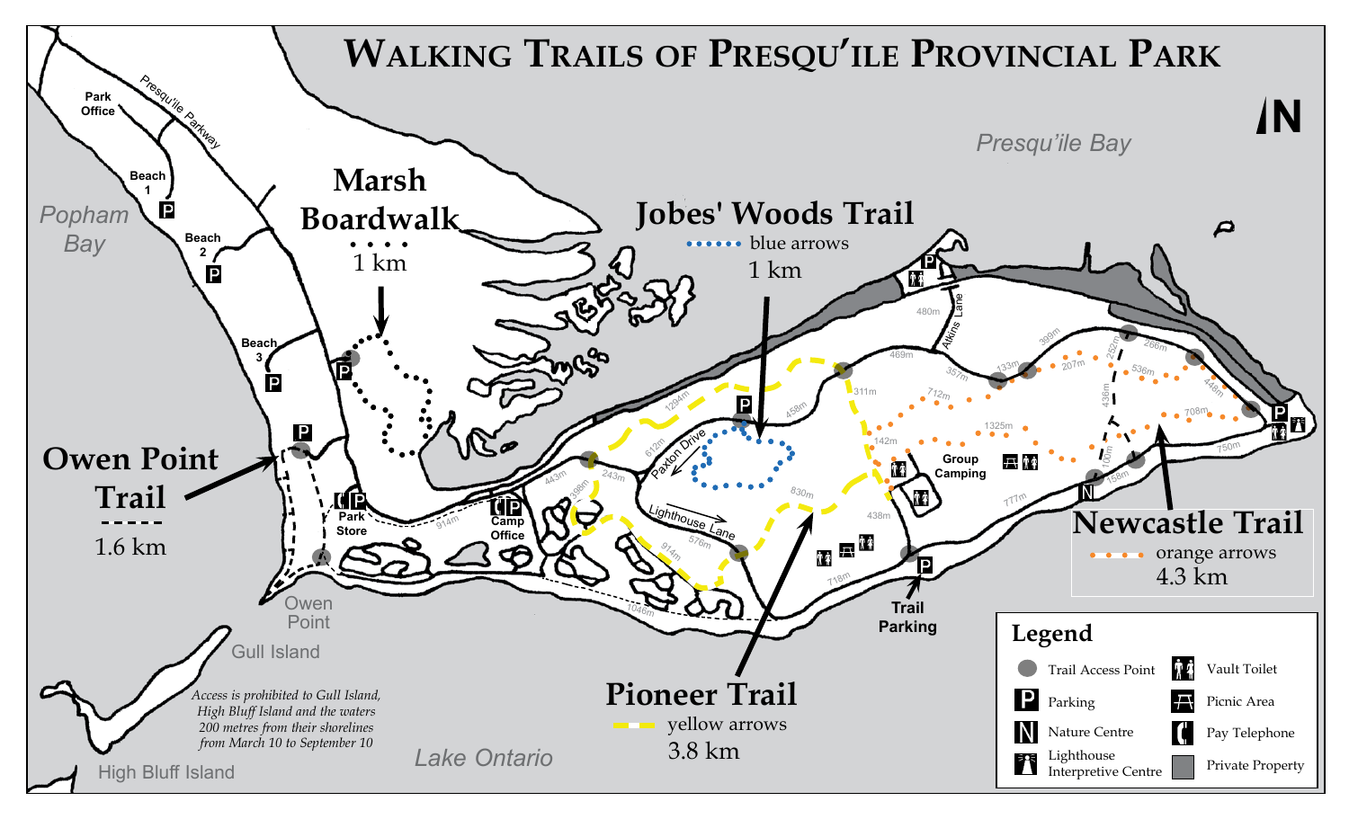# Walking Trails of Presqu'ile Provincial Park

Presqu'ile Bay

Popham Bay

Lake Ontario

Park Office

Presqu'ile Parkway

Beach 1

Beach 2

Beach 3

## Marsh Boardwalk

1 km

## Jobes' Woods Trail

blue arrows

1 km

## Owen Point Trail

1.6 km

## Pioneer Trail

yellow arrows

3.8 km

## Newcastle Trail

orange arrows

4.3 km

Park Store

Camp Office

Paxton Drive

Lighthouse Lane

Atkins Lane

Group Camping

Trail Parking

Owen Point

Gull Island

High Bluff Island

*Access is prohibited to Gull Island, High Bluff Island and the waters 200 metres from their shorelines from March 10 to September 10*

914m 1046m 443m 243m 398m 612m 1294m 458m 576m 914m 830m 311m 469m 480m 357m 133m 399m 207m 282m 266m 536m 448m 712m 142m 1325m 438m 718m 777m 436m 100m 158m 708m 750m

### Legend

- Trail Access Point
- Parking
- Nature Centre
- Lighthouse Interpretive Centre
- Vault Toilet
- Picnic Area
- Pay Telephone
- Private Property